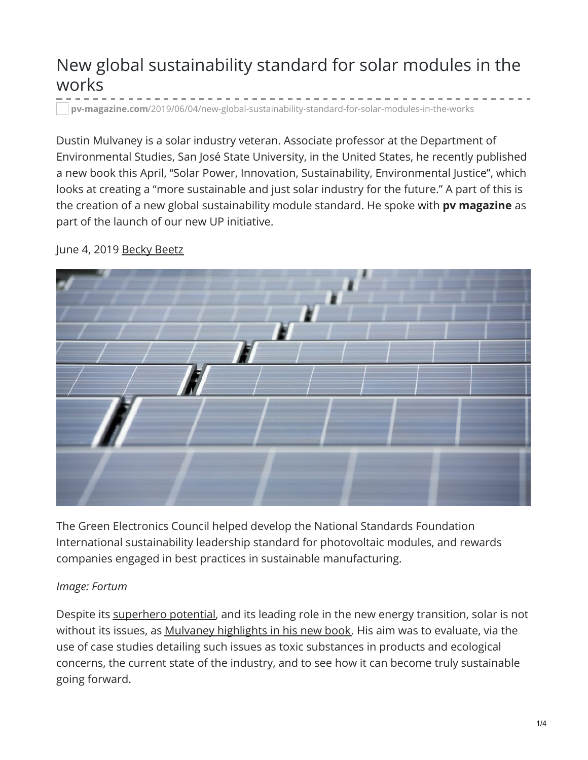# New global sustainability standard for solar modules in the works

**pv-magazine.com**/2019/06/04/new-global-sustainability-standard-for-solar-modules-in-the-works

Dustin Mulvaney is a solar industry veteran. Associate professor at the Department of Environmental Studies, San José State University, in the United States, he recently published a new book this April, "Solar Power, Innovation, Sustainability, Environmental Justice", which looks at creating a "more sustainable and just solar industry for the future." A part of this is the creation of a new global sustainability module standard. He spoke with **pv magazine** as part of the launch of our new UP initiative.

June 4, 2019 Becky Beetz

The Green Electronics Council helped develop the National Standards Foundation International sustainability leadership standard for photovoltaic modules, and rewards companies engaged in best practices in sustainable manufacturing.

*Image: Fortum*

Despite its superhero potential, and its leading role in the new energy transition, solar is not without its issues, as Mulvaney highlights in his new book. His aim was to evaluate, via the use of case studies detailing such issues as toxic substances in products and ecological concerns, the current state of the industry, and to see how it can become truly sustainable going forward.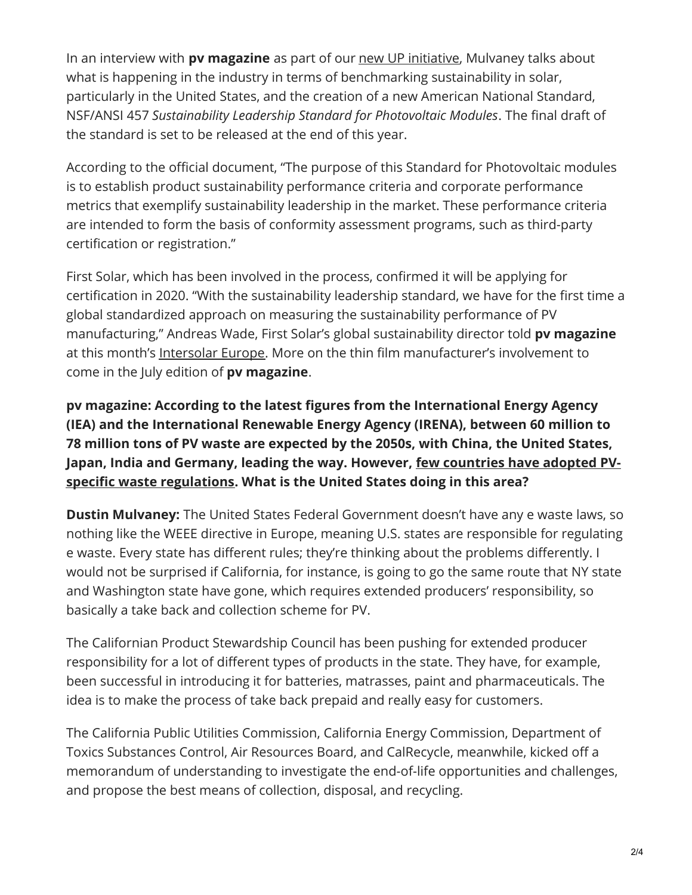In an interview with **pv magazine** as part of our new UP initiative, Mulvaney talks about what is happening in the industry in terms of benchmarking sustainability in solar, particularly in the United States, and the creation of a new American National Standard, NSF/ANSI 457 *Sustainability Leadership Standard for Photovoltaic Modules*. The final draft of the standard is set to be released at the end of this year.

According to the official document, "The purpose of this Standard for Photovoltaic modules is to establish product sustainability performance criteria and corporate performance metrics that exemplify sustainability leadership in the market. These performance criteria are intended to form the basis of conformity assessment programs, such as third-party certification or registration."

First Solar, which has been involved in the process, confirmed it will be applying for certification in 2020. "With the sustainability leadership standard, we have for the first time a global standardized approach on measuring the sustainability performance of PV manufacturing," Andreas Wade, First Solar's global sustainability director told **pv magazine** at this month's Intersolar Europe. More on the thin film manufacturer's involvement to come in the July edition of **pv magazine**.

**pv magazine: According to the latest figures from the International Energy Agency (IEA) and the International Renewable Energy Agency (IRENA), between 60 million to 78 million tons of PV waste are expected by the 2050s, with China, the United States, Japan, India and Germany, leading the way. However, few countries have adopted PV-specific waste regulations. What is the United States doing in this area?**

**Dustin Mulvaney:** The United States Federal Government doesn't have any e waste laws, so nothing like the WEEE directive in Europe, meaning U.S. states are responsible for regulating e waste. Every state has different rules; they're thinking about the problems differently. I would not be surprised if California, for instance, is going to go the same route that NY state and Washington state have gone, which requires extended producers' responsibility, so basically a take back and collection scheme for PV.

The Californian Product Stewardship Council has been pushing for extended producer responsibility for a lot of different types of products in the state. They have, for example, been successful in introducing it for batteries, matrasses, paint and pharmaceuticals. The idea is to make the process of take back prepaid and really easy for customers.

The California Public Utilities Commission, California Energy Commission, Department of Toxics Substances Control, Air Resources Board, and CalRecycle, meanwhile, kicked off a memorandum of understanding to investigate the end-of-life opportunities and challenges, and propose the best means of collection, disposal, and recycling.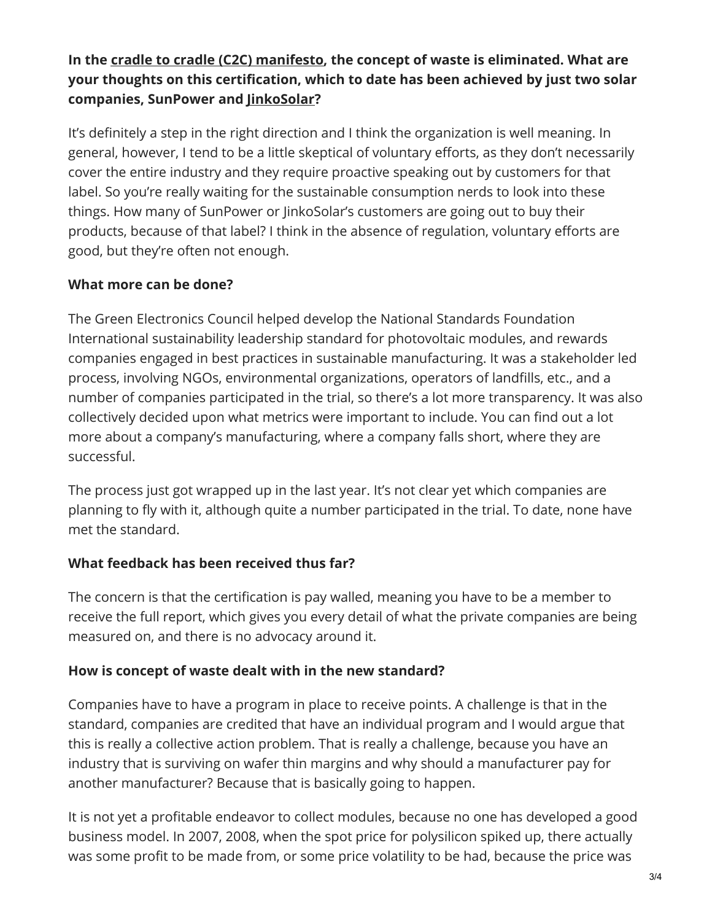**In the cradle to cradle (C2C) manifesto, the concept of waste is eliminated. What are your thoughts on this certification, which to date has been achieved by just two solar companies, SunPower and JinkoSolar?**

It's definitely a step in the right direction and I think the organization is well meaning. In general, however, I tend to be a little skeptical of voluntary efforts, as they don't necessarily cover the entire industry and they require proactive speaking out by customers for that label. So you're really waiting for the sustainable consumption nerds to look into these things. How many of SunPower or JinkoSolar's customers are going out to buy their products, because of that label? I think in the absence of regulation, voluntary efforts are good, but they're often not enough.

**What more can be done?**

The Green Electronics Council helped develop the National Standards Foundation International sustainability leadership standard for photovoltaic modules, and rewards companies engaged in best practices in sustainable manufacturing. It was a stakeholder led process, involving NGOs, environmental organizations, operators of landfills, etc., and a number of companies participated in the trial, so there's a lot more transparency. It was also collectively decided upon what metrics were important to include. You can find out a lot more about a company's manufacturing, where a company falls short, where they are successful.

The process just got wrapped up in the last year. It's not clear yet which companies are planning to fly with it, although quite a number participated in the trial. To date, none have met the standard.

**What feedback has been received thus far?**

The concern is that the certification is pay walled, meaning you have to be a member to receive the full report, which gives you every detail of what the private companies are being measured on, and there is no advocacy around it.

**How is concept of waste dealt with in the new standard?**

Companies have to have a program in place to receive points. A challenge is that in the standard, companies are credited that have an individual program and I would argue that this is really a collective action problem. That is really a challenge, because you have an industry that is surviving on wafer thin margins and why should a manufacturer pay for another manufacturer? Because that is basically going to happen.

It is not yet a profitable endeavor to collect modules, because no one has developed a good business model. In 2007, 2008, when the spot price for polysilicon spiked up, there actually was some profit to be made from, or some price volatility to be had, because the price was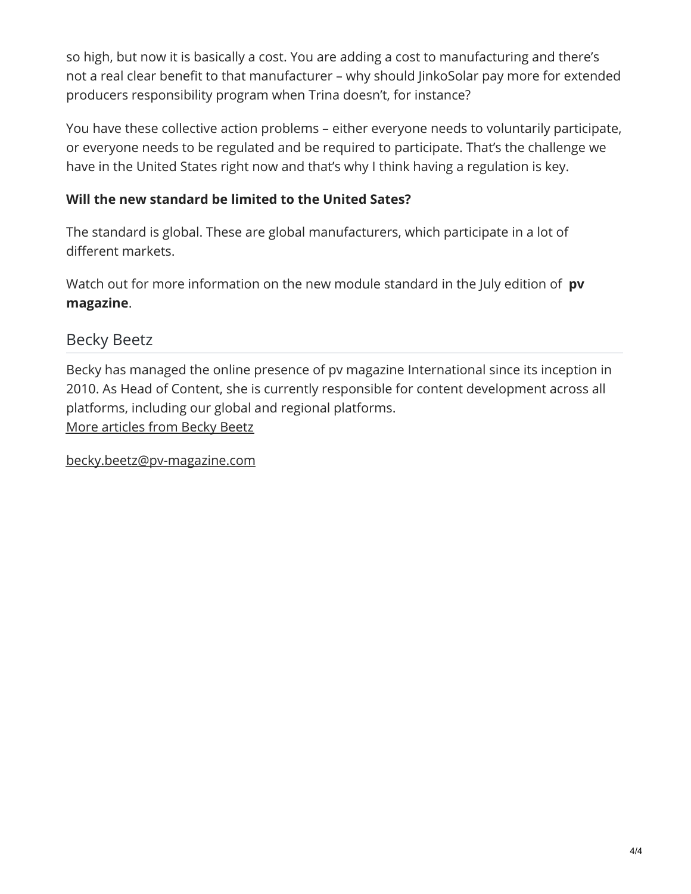so high, but now it is basically a cost. You are adding a cost to manufacturing and there's not a real clear benefit to that manufacturer – why should JinkoSolar pay more for extended producers responsibility program when Trina doesn't, for instance?

You have these collective action problems – either everyone needs to voluntarily participate, or everyone needs to be regulated and be required to participate. That's the challenge we have in the United States right now and that's why I think having a regulation is key.

**Will the new standard be limited to the United Sates?**

The standard is global. These are global manufacturers, which participate in a lot of different markets.

Watch out for more information on the new module standard in the July edition of **pv magazine**.

## Becky Beetz

Becky has managed the online presence of pv magazine International since its inception in 2010. As Head of Content, she is currently responsible for content development across all platforms, including our global and regional platforms.
More articles from Becky Beetz

becky.beetz@pv-magazine.com